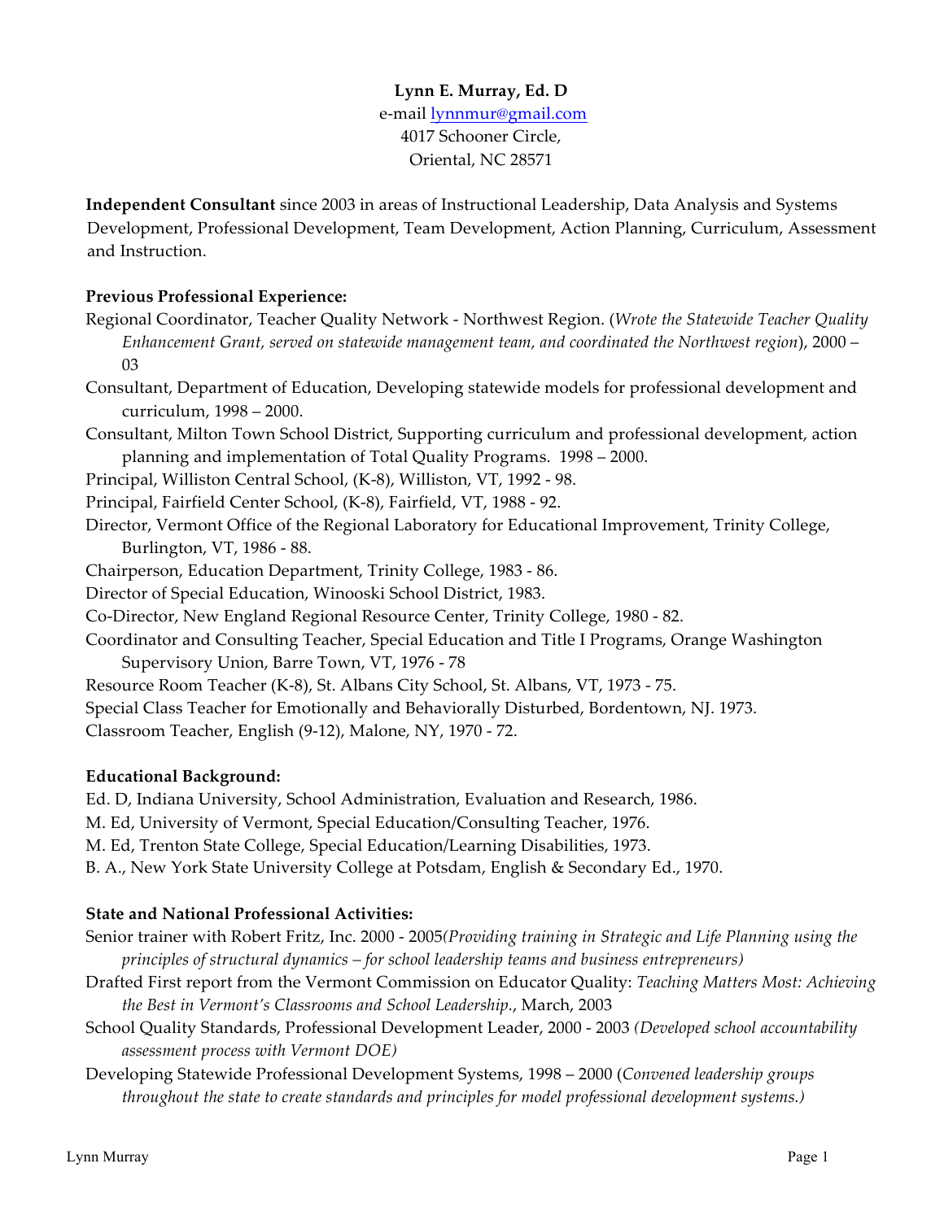**Lynn E. Murray, Ed. D**
e-mail lynnmur@gmail.com
4017 Schooner Circle,
Oriental, NC 28571

**Independent Consultant** since 2003 in areas of Instructional Leadership, Data Analysis and Systems Development, Professional Development, Team Development, Action Planning, Curriculum, Assessment and Instruction.

**Previous Professional Experience:**

Regional Coordinator, Teacher Quality Network - Northwest Region. (*Wrote the Statewide Teacher Quality Enhancement Grant, served on statewide management team, and coordinated the Northwest region*), 2000 – 03

Consultant, Department of Education, Developing statewide models for professional development and curriculum, 1998 – 2000.

Consultant, Milton Town School District, Supporting curriculum and professional development, action planning and implementation of Total Quality Programs. 1998 – 2000.

Principal, Williston Central School, (K-8), Williston, VT, 1992 - 98.

Principal, Fairfield Center School, (K-8), Fairfield, VT, 1988 - 92.

Director, Vermont Office of the Regional Laboratory for Educational Improvement, Trinity College, Burlington, VT, 1986 - 88.

Chairperson, Education Department, Trinity College, 1983 - 86.

Director of Special Education, Winooski School District, 1983.

Co-Director, New England Regional Resource Center, Trinity College, 1980 - 82.

Coordinator and Consulting Teacher, Special Education and Title I Programs, Orange Washington Supervisory Union, Barre Town, VT, 1976 - 78

Resource Room Teacher (K-8), St. Albans City School, St. Albans, VT, 1973 - 75.

Special Class Teacher for Emotionally and Behaviorally Disturbed, Bordentown, NJ. 1973.

Classroom Teacher, English (9-12), Malone, NY, 1970 - 72.

**Educational Background:**

Ed. D, Indiana University, School Administration, Evaluation and Research, 1986.

M. Ed, University of Vermont, Special Education/Consulting Teacher, 1976.

M. Ed, Trenton State College, Special Education/Learning Disabilities, 1973.

B. A., New York State University College at Potsdam, English & Secondary Ed., 1970.

**State and National Professional Activities:**

Senior trainer with Robert Fritz, Inc. 2000 - 2005*(Providing training in Strategic and Life Planning using the principles of structural dynamics – for school leadership teams and business entrepreneurs)*

Drafted First report from the Vermont Commission on Educator Quality: *Teaching Matters Most: Achieving the Best in Vermont's Classrooms and School Leadership.*, March, 2003

School Quality Standards, Professional Development Leader, 2000 - 2003 *(Developed school accountability assessment process with Vermont DOE)*

Developing Statewide Professional Development Systems, 1998 – 2000 (*Convened leadership groups throughout the state to create standards and principles for model professional development systems.)*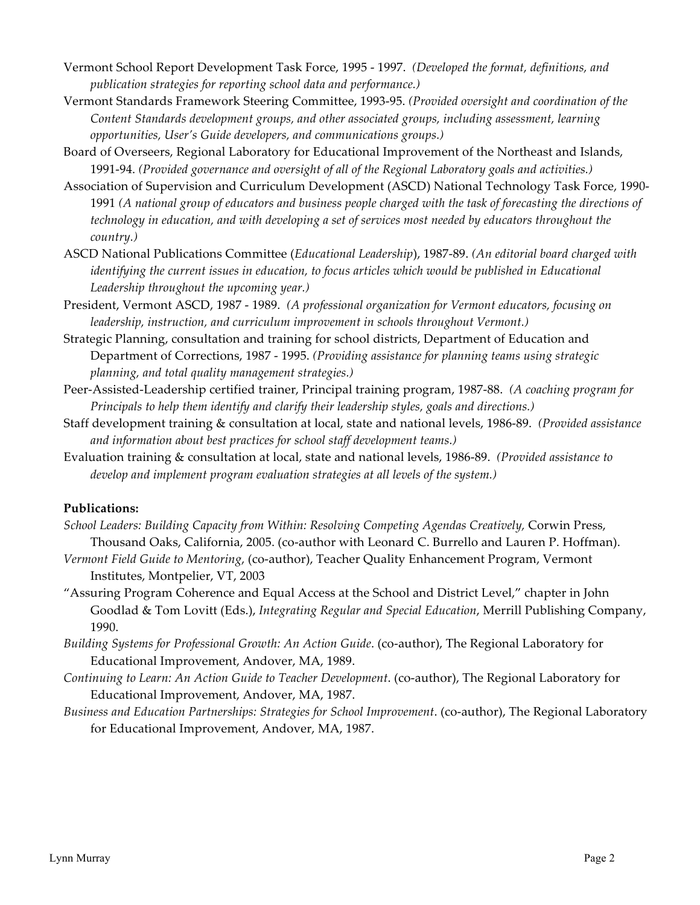Vermont School Report Development Task Force, 1995 - 1997. *(Developed the format, definitions, and publication strategies for reporting school data and performance.)*

Vermont Standards Framework Steering Committee, 1993-95. *(Provided oversight and coordination of the Content Standards development groups, and other associated groups, including assessment, learning opportunities, User's Guide developers, and communications groups.)*

Board of Overseers, Regional Laboratory for Educational Improvement of the Northeast and Islands, 1991-94. *(Provided governance and oversight of all of the Regional Laboratory goals and activities.)*

Association of Supervision and Curriculum Development (ASCD) National Technology Task Force, 1990-1991 *(A national group of educators and business people charged with the task of forecasting the directions of technology in education, and with developing a set of services most needed by educators throughout the country.)*

ASCD National Publications Committee (*Educational Leadership*), 1987-89. *(An editorial board charged with identifying the current issues in education, to focus articles which would be published in Educational Leadership throughout the upcoming year.)*

President, Vermont ASCD, 1987 - 1989. *(A professional organization for Vermont educators, focusing on leadership, instruction, and curriculum improvement in schools throughout Vermont.)*

Strategic Planning, consultation and training for school districts, Department of Education and Department of Corrections, 1987 - 1995. *(Providing assistance for planning teams using strategic planning, and total quality management strategies.)*

Peer-Assisted-Leadership certified trainer, Principal training program, 1987-88. *(A coaching program for Principals to help them identify and clarify their leadership styles, goals and directions.)*

Staff development training & consultation at local, state and national levels, 1986-89. *(Provided assistance and information about best practices for school staff development teams.)*

Evaluation training & consultation at local, state and national levels, 1986-89. *(Provided assistance to develop and implement program evaluation strategies at all levels of the system.)*

**Publications:**

*School Leaders: Building Capacity from Within: Resolving Competing Agendas Creatively,* Corwin Press, Thousand Oaks, California, 2005. (co-author with Leonard C. Burrello and Lauren P. Hoffman).

*Vermont Field Guide to Mentoring*, (co-author), Teacher Quality Enhancement Program, Vermont Institutes, Montpelier, VT, 2003

"Assuring Program Coherence and Equal Access at the School and District Level," chapter in John Goodlad & Tom Lovitt (Eds.), *Integrating Regular and Special Education*, Merrill Publishing Company, 1990.

*Building Systems for Professional Growth: An Action Guide*. (co-author), The Regional Laboratory for Educational Improvement, Andover, MA, 1989.

*Continuing to Learn: An Action Guide to Teacher Development*. (co-author), The Regional Laboratory for Educational Improvement, Andover, MA, 1987.

*Business and Education Partnerships: Strategies for School Improvement*. (co-author), The Regional Laboratory for Educational Improvement, Andover, MA, 1987.